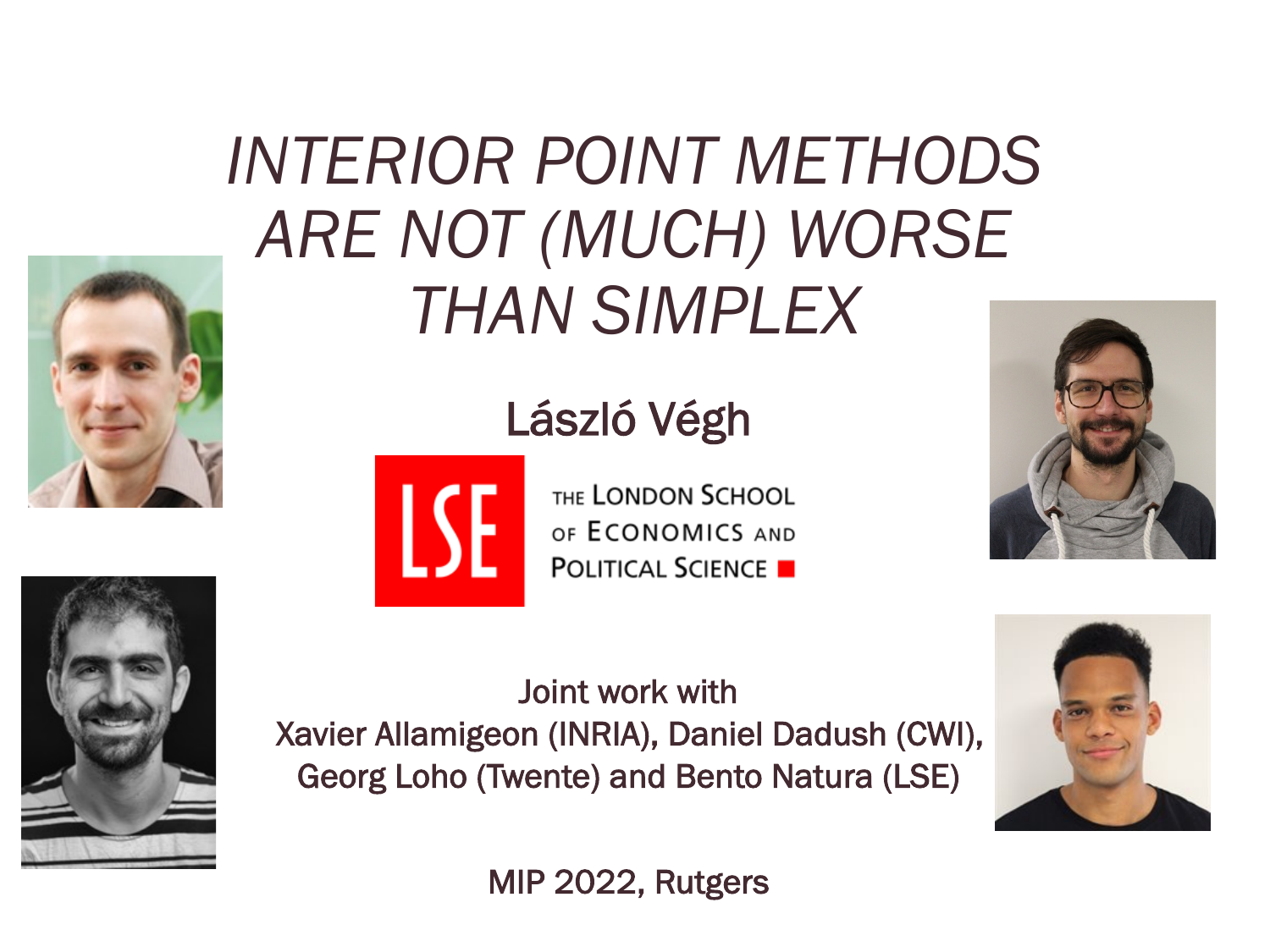# *INTERIOR POINT METHODS ARE NOT (MUCH) WORSE THAN SIMPLEX*

László Végh

THE LONDON SCHOOL OF ECONOMICS AND POLITICAL SCIENCE

Joint work with
Xavier Allamigeon (INRIA), Daniel Dadush (CWI), Georg Loho (Twente) and Bento Natura (LSE)

MIP 2022, Rutgers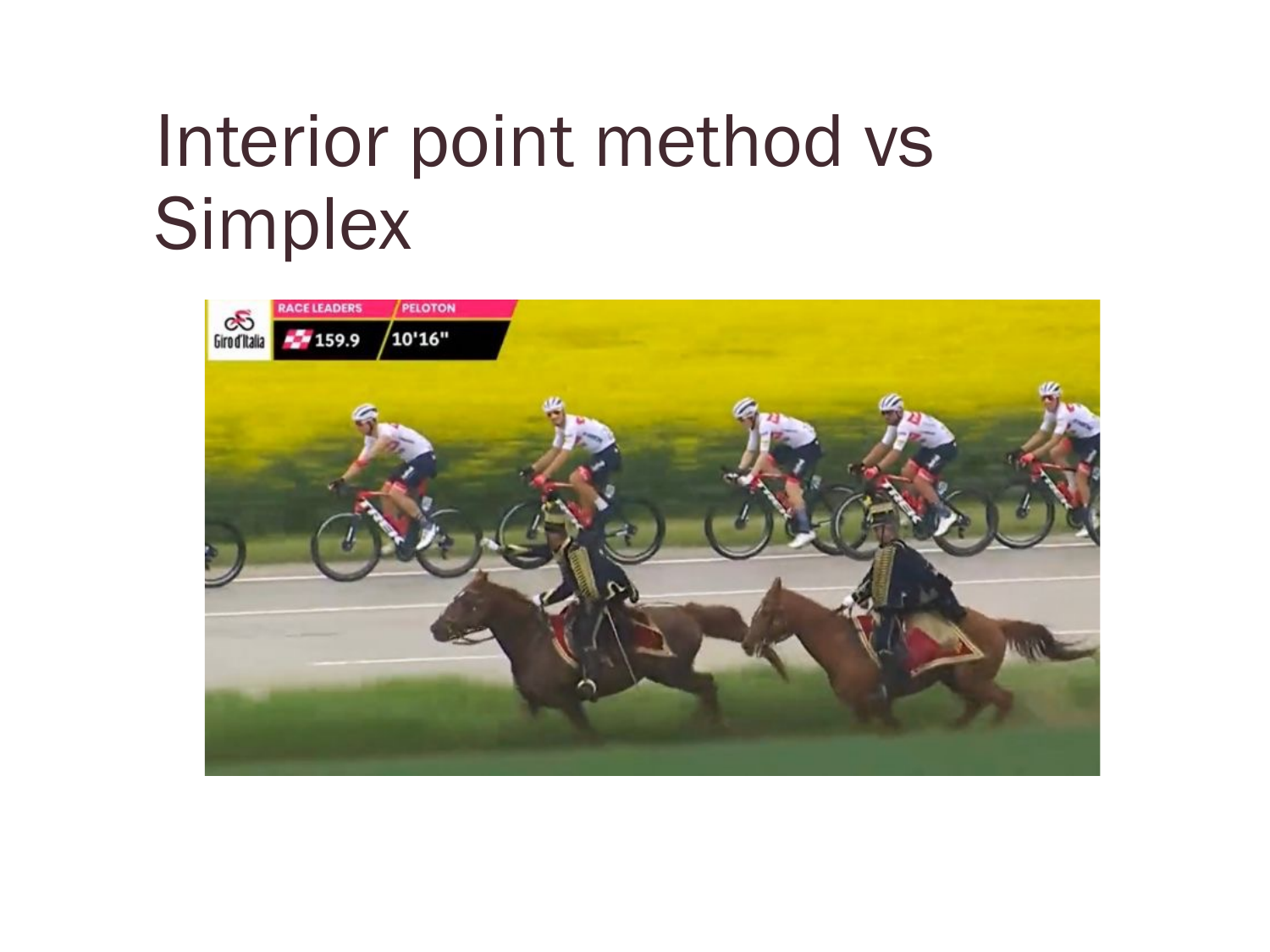# Interior point method vs Simplex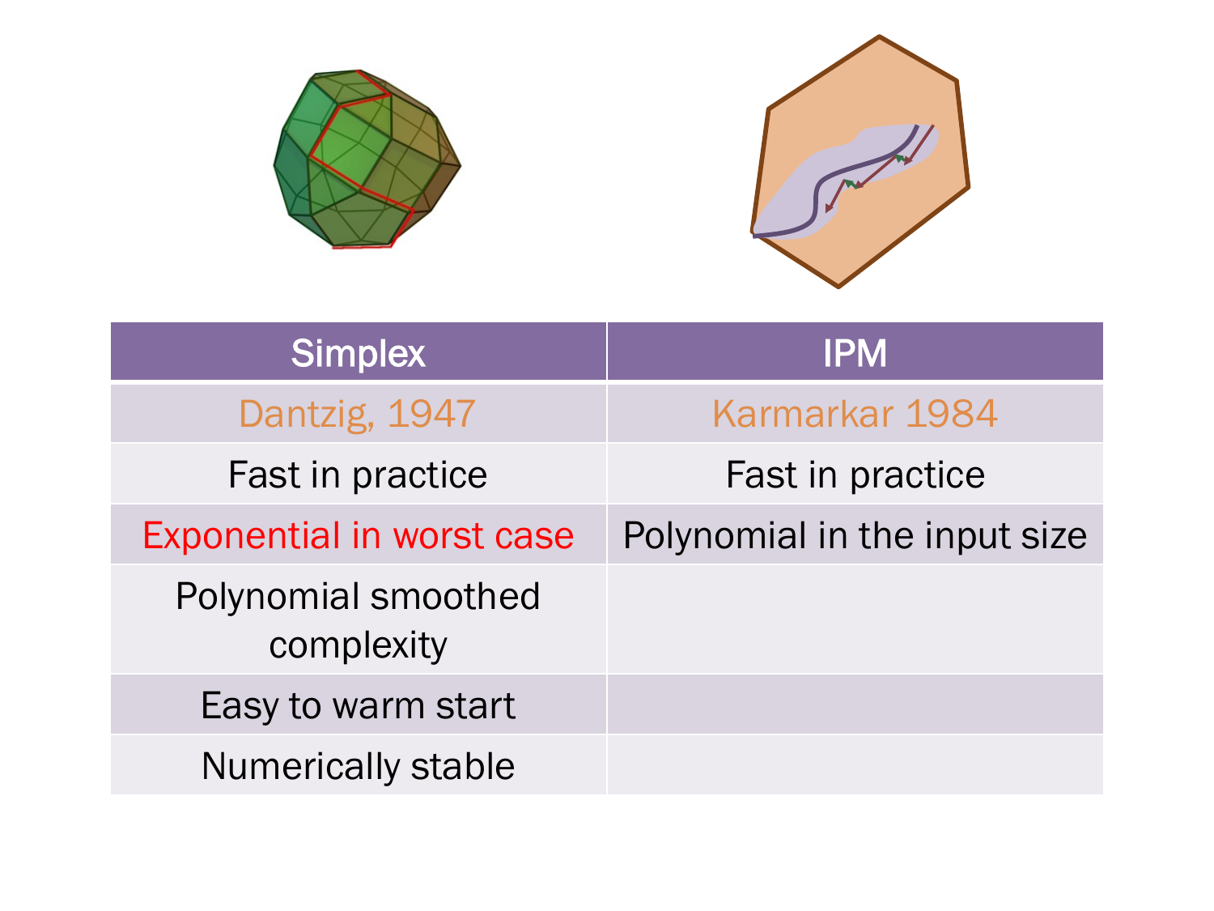| Simplex | IPM |
| --- | --- |
| Dantzig, 1947 | Karmarkar 1984 |
| Fast in practice | Fast in practice |
| Exponential in worst case | Polynomial in the input size |
| Polynomial smoothed complexity | |
| Easy to warm start | |
| Numerically stable | |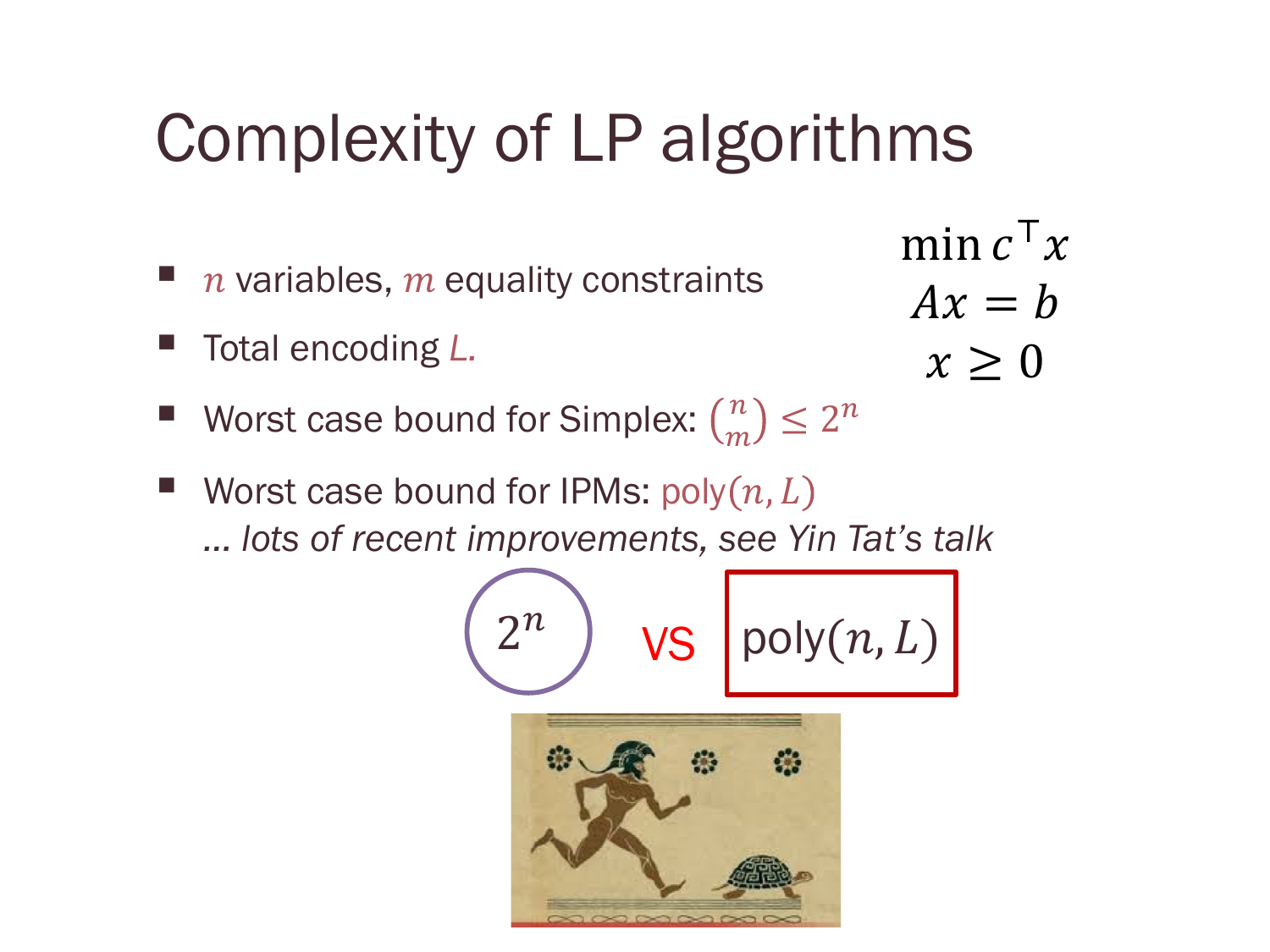# Complexity of LP algorithms

$$\min c^\top x$$
$$Ax = b$$
$$x \geq 0$$

- $n$ variables, $m$ equality constraints
- Total encoding $L$.
- Worst case bound for Simplex: $\binom{n}{m} \leq 2^n$
- Worst case bound for IPMs: $\text{poly}(n, L)$
  *… lots of recent improvements, see Yin Tat's talk*

$2^n$ VS $\text{poly}(n, L)$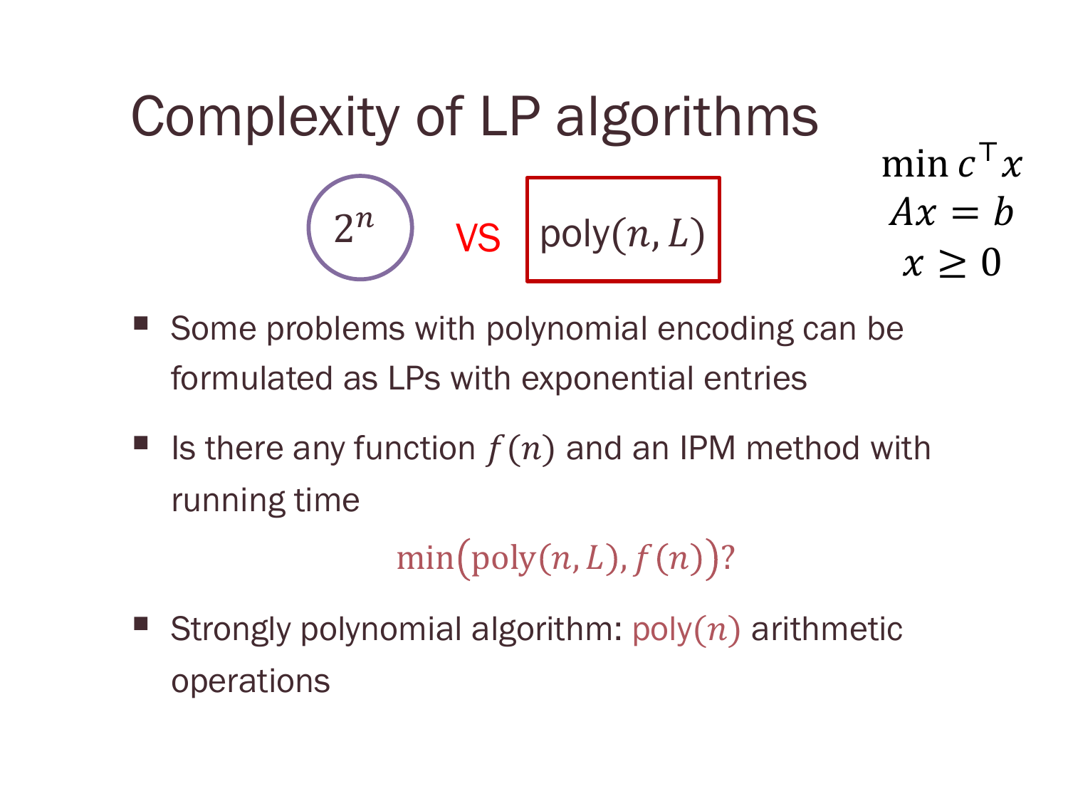# Complexity of LP algorithms

$2^n$ vs $\text{poly}(n, L)$

$$\min c^\top x$$
$$Ax = b$$
$$x \geq 0$$

- Some problems with polynomial encoding can be formulated as LPs with exponential entries
- Is there any function $f(n)$ and an IPM method with running time

$$\min\big(\text{poly}(n, L), f(n)\big)?$$

- Strongly polynomial algorithm: $\text{poly}(n)$ arithmetic operations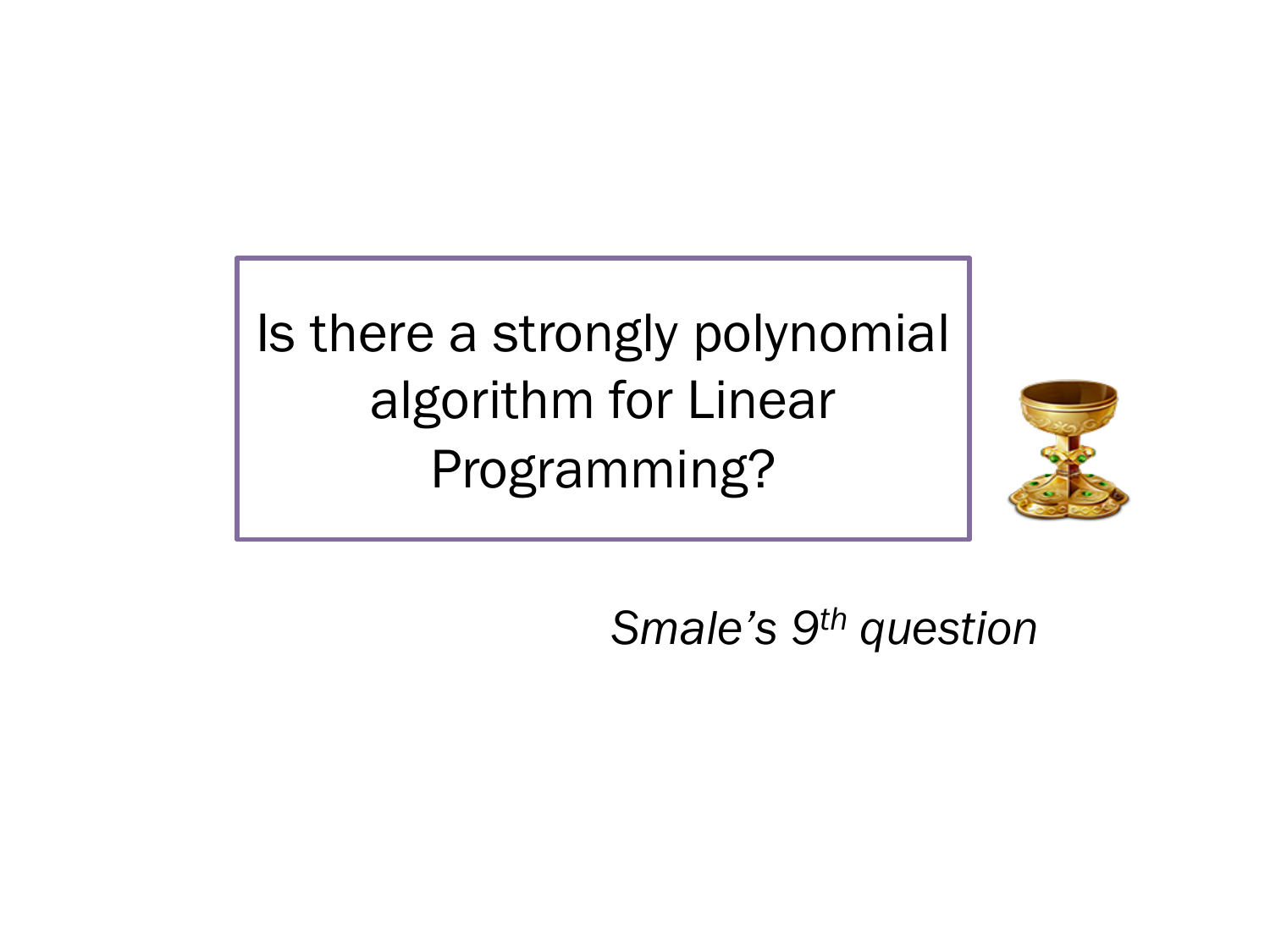Is there a strongly polynomial algorithm for Linear Programming?

*Smale's 9th question*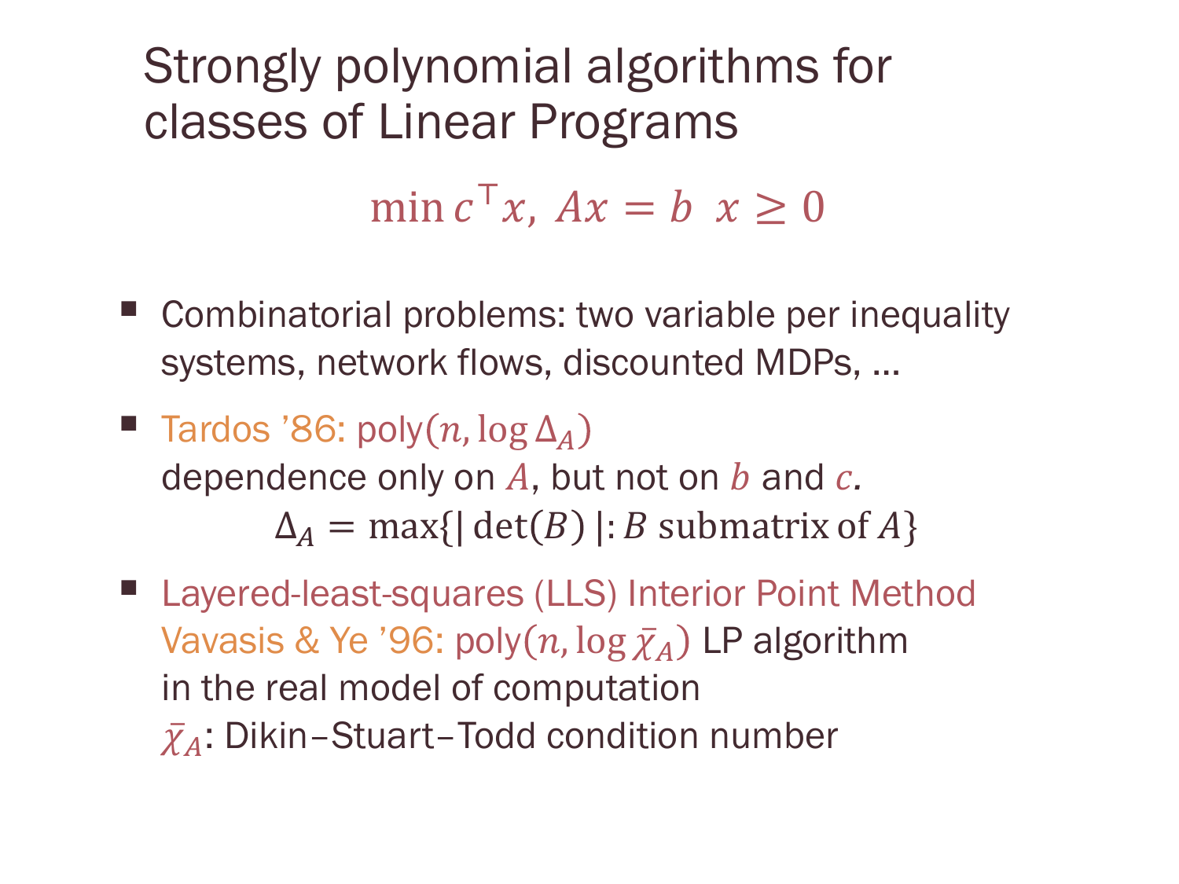# Strongly polynomial algorithms for classes of Linear Programs

$$\min c^\top x,\ Ax = b\ \ x \geq 0$$

- Combinatorial problems: two variable per inequality systems, network flows, discounted MDPs, …
- Tardos '86: poly$(n, \log \Delta_A)$
  dependence only on $A$, but not on $b$ and $c$.
  $$\Delta_A = \max\{|\det(B)| : B \text{ submatrix of } A\}$$
- Layered-least-squares (LLS) Interior Point Method
  Vavasis & Ye '96: poly$(n, \log \bar{\chi}_A)$ LP algorithm in the real model of computation
  $\bar{\chi}_A$: Dikin–Stuart–Todd condition number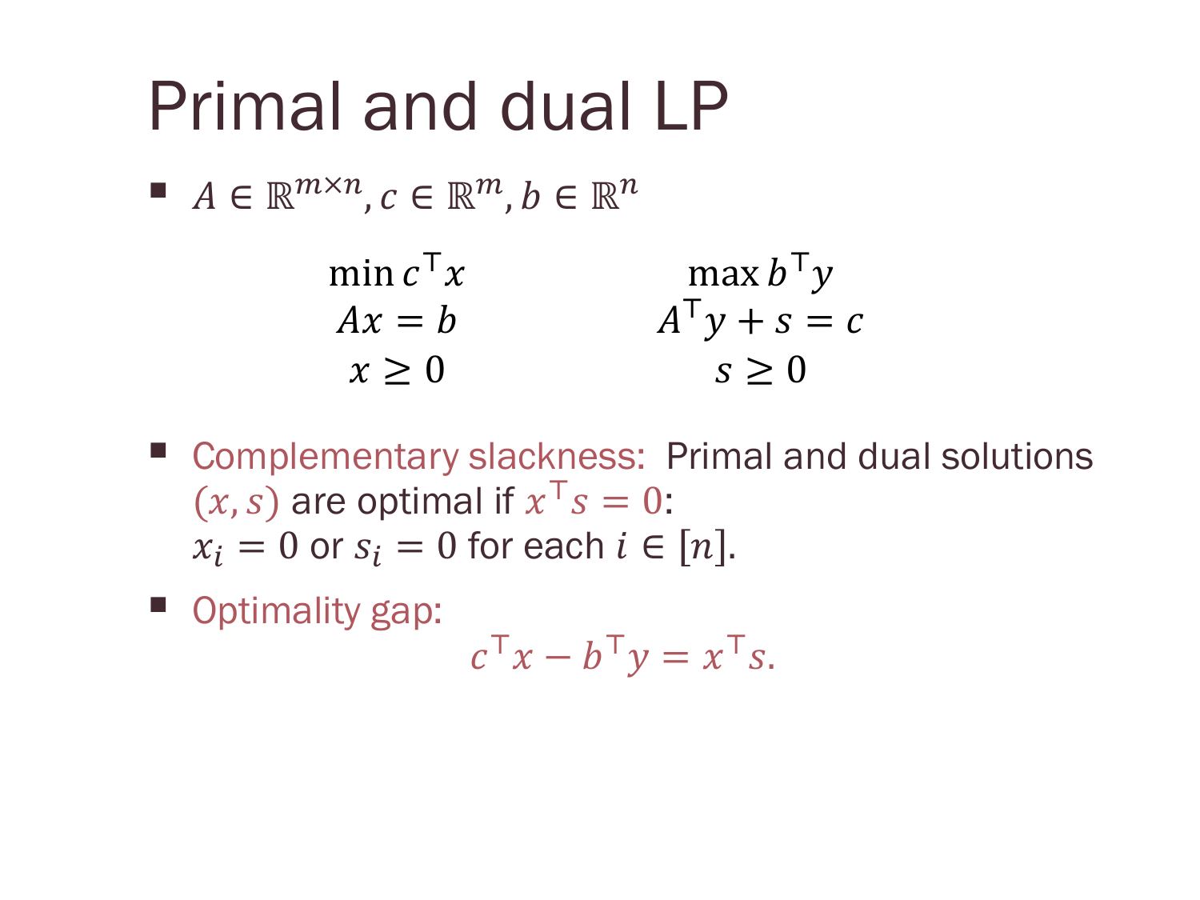# Primal and dual LP

- $A \in \mathbb{R}^{m\times n}, c \in \mathbb{R}^m, b \in \mathbb{R}^n$

$$
\begin{array}{cc}
\min c^\top x & \max b^\top y \\
Ax = b & A^\top y + s = c \\
x \geq 0 & s \geq 0
\end{array}
$$

- Complementary slackness: Primal and dual solutions $(x, s)$ are optimal if $x^\top s = 0$: $x_i = 0$ or $s_i = 0$ for each $i \in [n]$.
- Optimality gap:

$$c^\top x - b^\top y = x^\top s.$$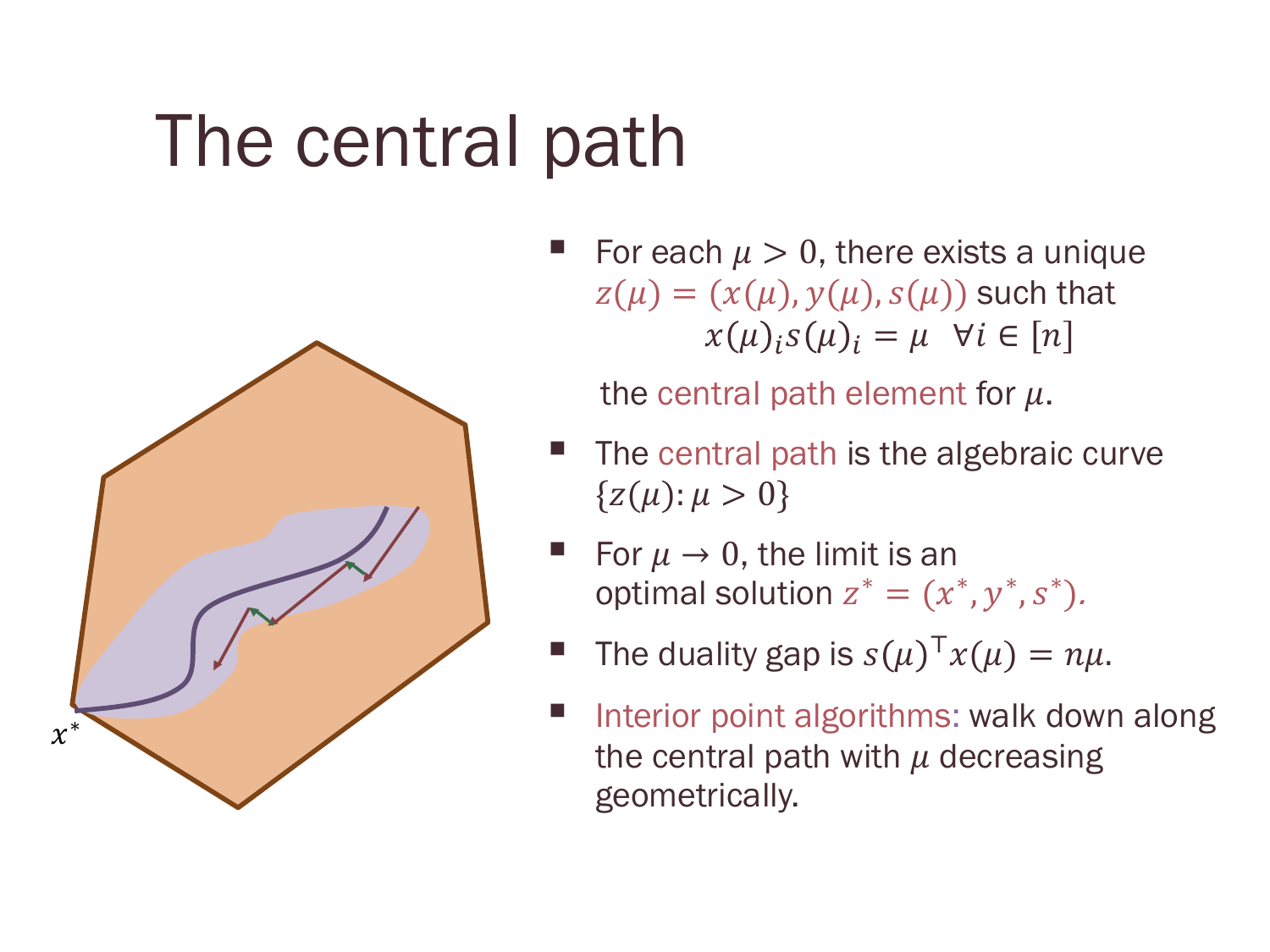# The central path

- For each $\mu > 0$, there exists a unique $z(\mu) = (x(\mu), y(\mu), s(\mu))$ such that
$$x(\mu)_i s(\mu)_i = \mu \quad \forall i \in [n]$$
the central path element for $\mu$.

- The central path is the algebraic curve $\{z(\mu) : \mu > 0\}$

- For $\mu \to 0$, the limit is an optimal solution $z^* = (x^*, y^*, s^*)$.

- The duality gap is $s(\mu)^\top x(\mu) = n\mu$.

- Interior point algorithms: walk down along the central path with $\mu$ decreasing geometrically.

$x^*$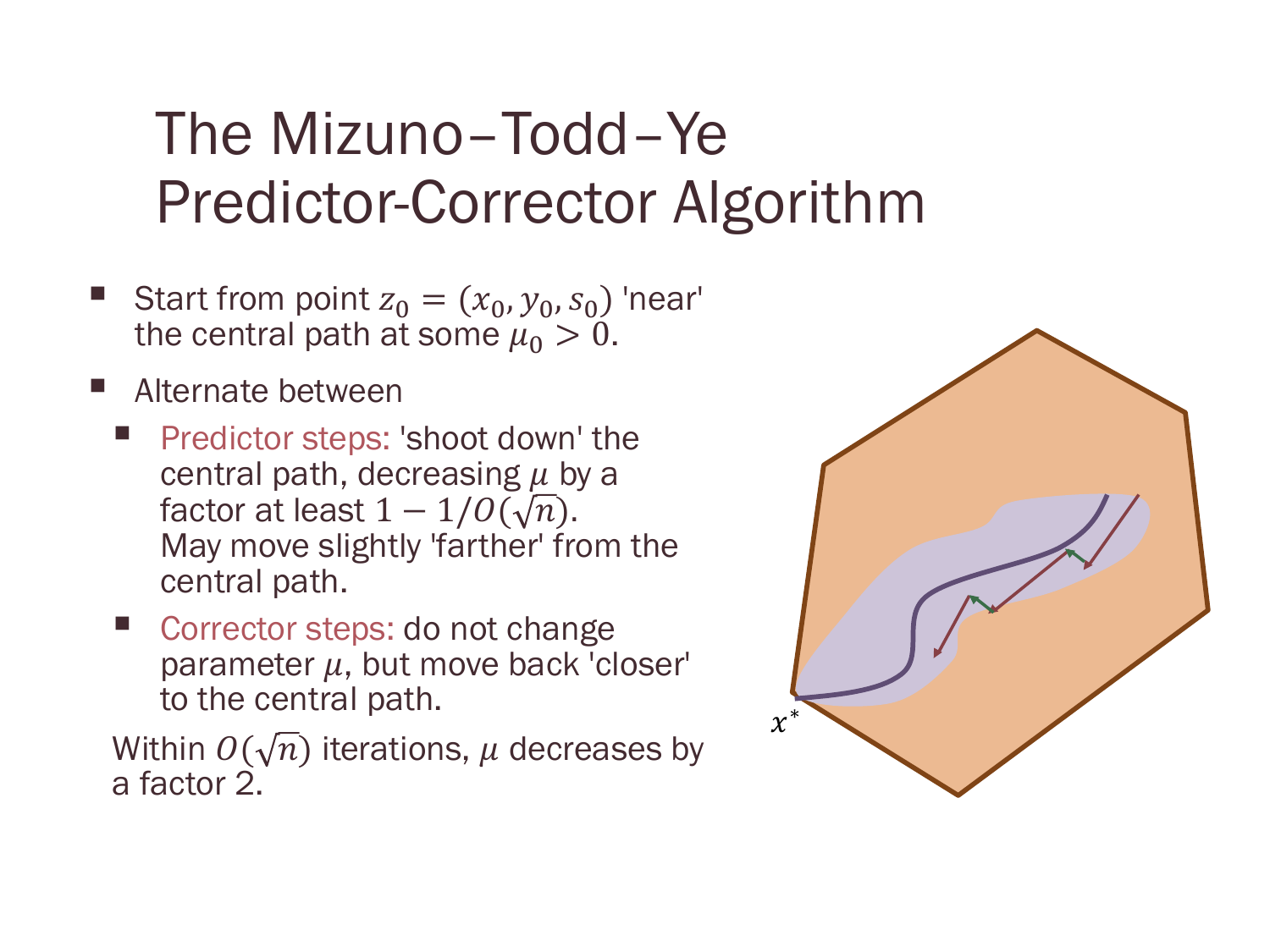# The Mizuno–Todd–Ye Predictor-Corrector Algorithm

- Start from point $z_0 = (x_0, y_0, s_0)$ 'near' the central path at some $\mu_0 > 0$.
- Alternate between
  - Predictor steps: 'shoot down' the central path, decreasing $\mu$ by a factor at least $1 - 1/O(\sqrt{n})$. May move slightly 'farther' from the central path.
  - Corrector steps: do not change parameter $\mu$, but move back 'closer' to the central path.

Within $O(\sqrt{n})$ iterations, $\mu$ decreases by a factor 2.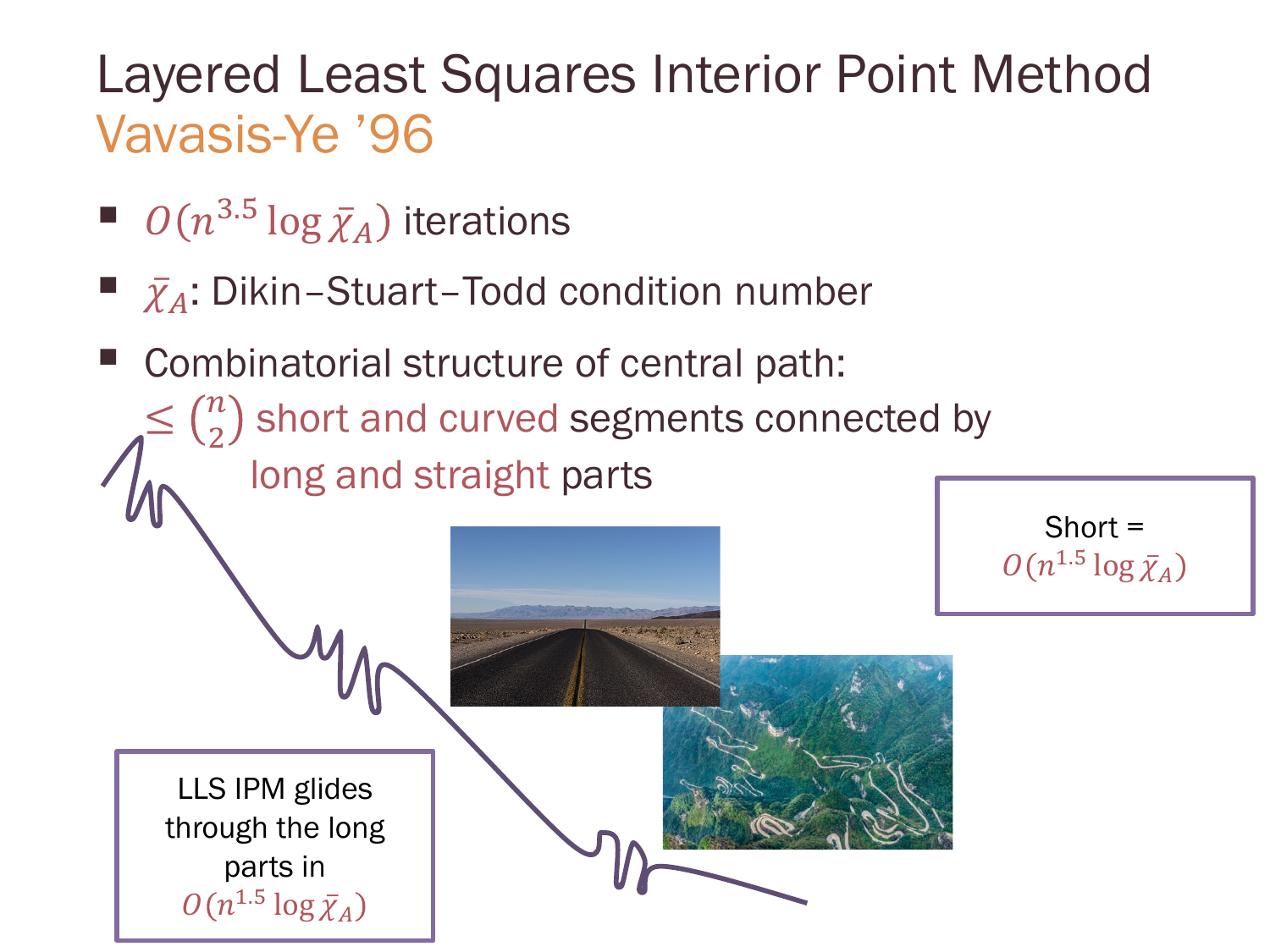# Layered Least Squares Interior Point Method

## Vavasis-Ye '96

- $O(n^{3.5} \log \bar{\chi}_A)$ iterations
- $\bar{\chi}_A$: Dikin–Stuart–Todd condition number
- Combinatorial structure of central path: $\leq \binom{n}{2}$ short and curved segments connected by long and straight parts

Short = $O(n^{1.5} \log \bar{\chi}_A)$

LLS IPM glides through the long parts in $O(n^{1.5} \log \bar{\chi}_A)$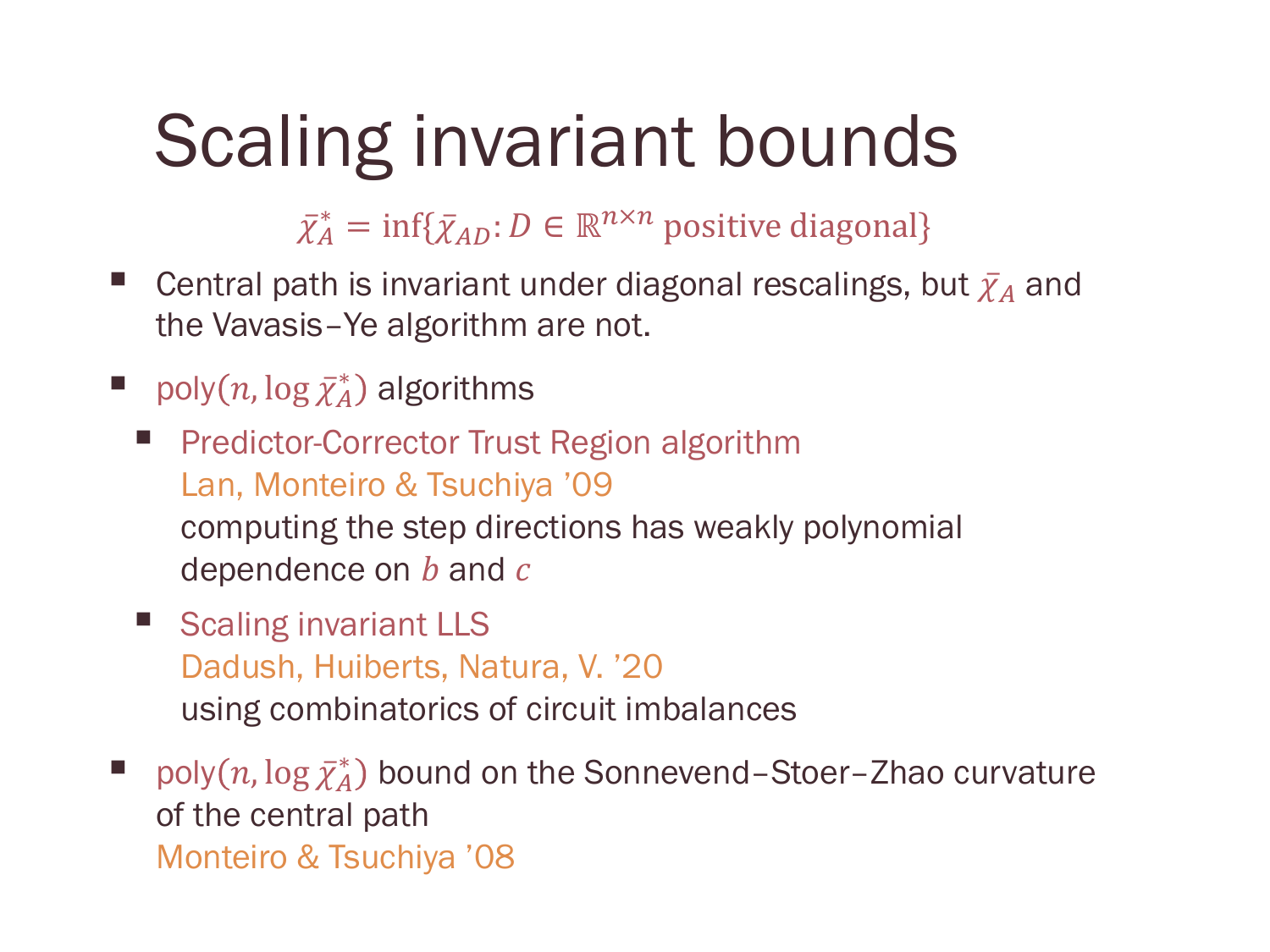# Scaling invariant bounds

$$\bar{\chi}_A^* = \inf\{\bar{\chi}_{AD} : D \in \mathbb{R}^{n\times n} \text{ positive diagonal}\}$$

- Central path is invariant under diagonal rescalings, but $\bar{\chi}_A$ and the Vavasis–Ye algorithm are not.
- $\text{poly}(n, \log \bar{\chi}_A^*)$ algorithms
  - Predictor-Corrector Trust Region algorithm
    Lan, Monteiro & Tsuchiya '09
    computing the step directions has weakly polynomial dependence on $b$ and $c$
  - Scaling invariant LLS
    Dadush, Huiberts, Natura, V. '20
    using combinatorics of circuit imbalances
- $\text{poly}(n, \log \bar{\chi}_A^*)$ bound on the Sonnevend–Stoer–Zhao curvature of the central path
  Monteiro & Tsuchiya '08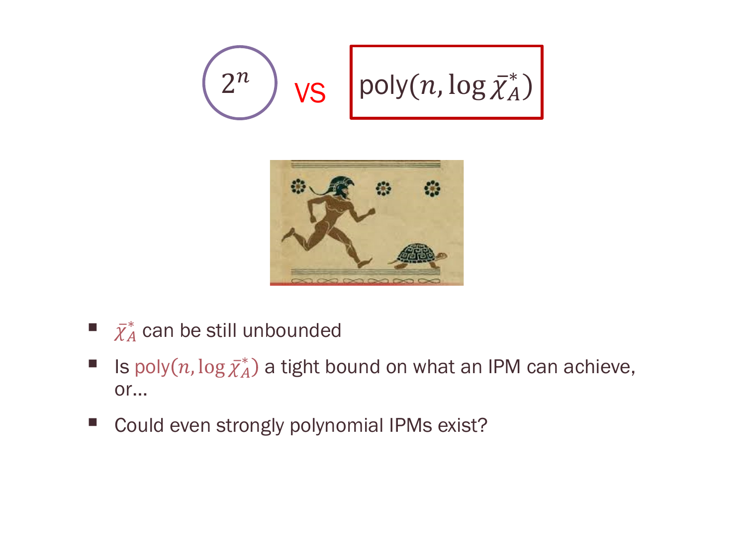$2^n$ vs $\text{poly}(n, \log \bar{\chi}_A^*)$

- $\bar{\chi}_A^*$ can be still unbounded
- Is $\text{poly}(n, \log \bar{\chi}_A^*)$ a tight bound on what an IPM can achieve, or…
- Could even strongly polynomial IPMs exist?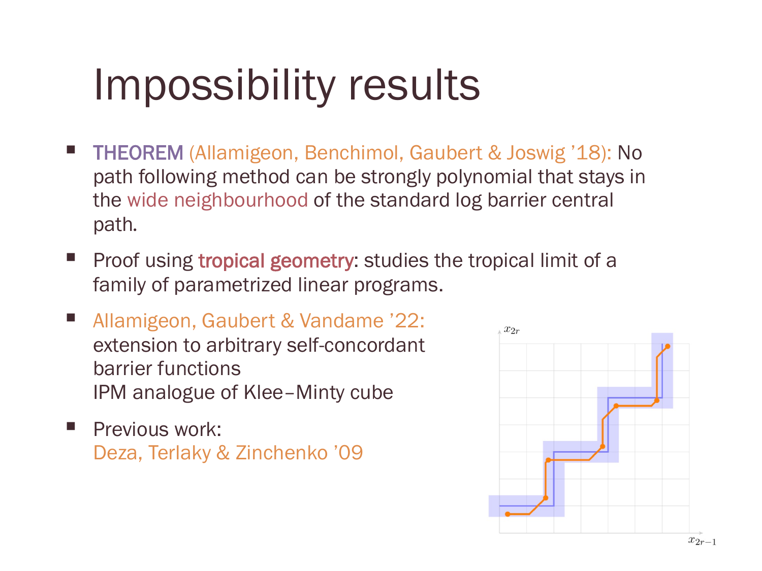# Impossibility results

- **THEOREM** (Allamigeon, Benchimol, Gaubert & Joswig '18): No path following method can be strongly polynomial that stays in the wide neighbourhood of the standard log barrier central path.
- Proof using tropical geometry: studies the tropical limit of a family of parametrized linear programs.
- Allamigeon, Gaubert & Vandame '22: extension to arbitrary self-concordant barrier functions
  IPM analogue of Klee–Minty cube
- Previous work:
  Deza, Terlaky & Zinchenko '09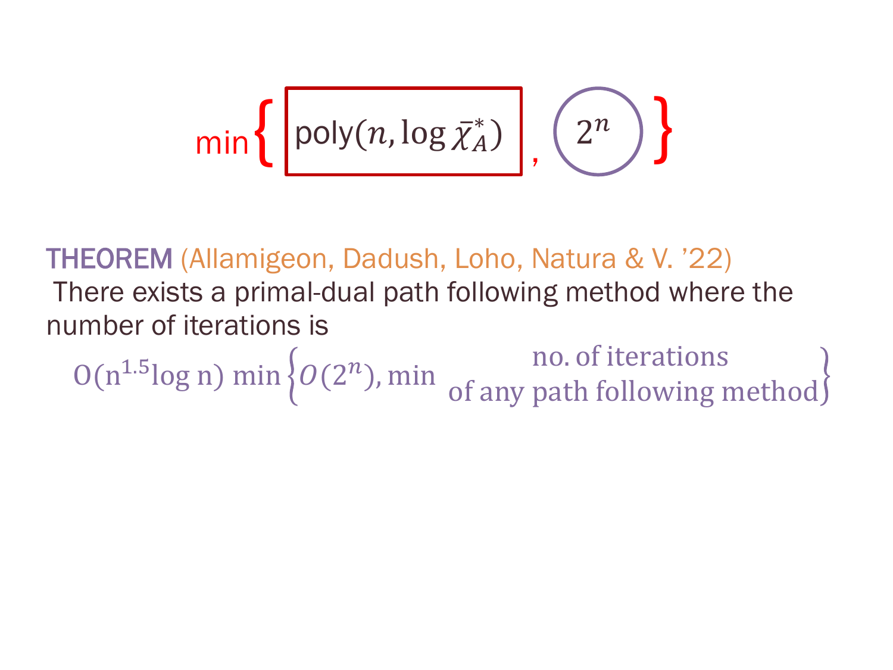$$\min\left\{ \boxed{\text{poly}(n, \log \bar{\chi}_A^*)}, \; 2^n \right\}$$

**THEOREM** (Allamigeon, Dadush, Loho, Natura & V. '22)
There exists a primal-dual path following method where the number of iterations is

$$O(n^{1.5} \log n) \min\left\{ O(2^n), \min \begin{matrix} \text{no. of iterations} \\ \text{of any path following method} \end{matrix} \right\}$$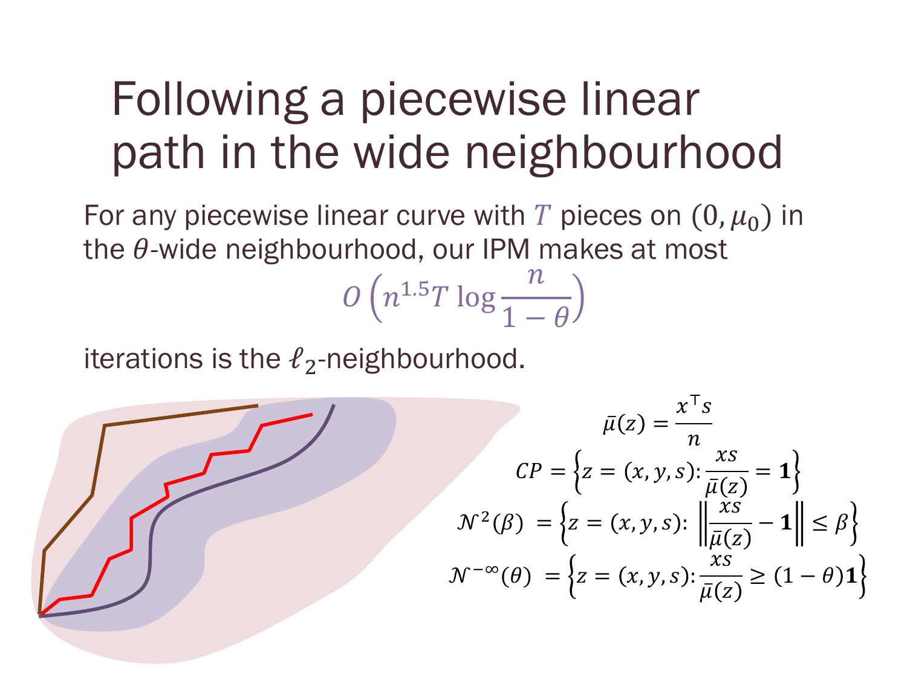# Following a piecewise linear path in the wide neighbourhood

For any piecewise linear curve with $T$ pieces on $(0, \mu_0)$ in the $\theta$-wide neighbourhood, our IPM makes at most

$$O\left(n^{1.5} T \log \frac{n}{1-\theta}\right)$$

iterations is the $\ell_2$-neighbourhood.

$$\bar{\mu}(z) = \frac{x^\top s}{n}$$

$$CP = \left\{ z = (x, y, s) : \frac{xs}{\bar{\mu}(z)} = \mathbf{1} \right\}$$

$$\mathcal{N}^2(\beta) = \left\{ z = (x, y, s) : \left\| \frac{xs}{\bar{\mu}(z)} - \mathbf{1} \right\| \leq \beta \right\}$$

$$\mathcal{N}^{-\infty}(\theta) = \left\{ z = (x, y, s) : \frac{xs}{\bar{\mu}(z)} \geq (1-\theta)\mathbf{1} \right\}$$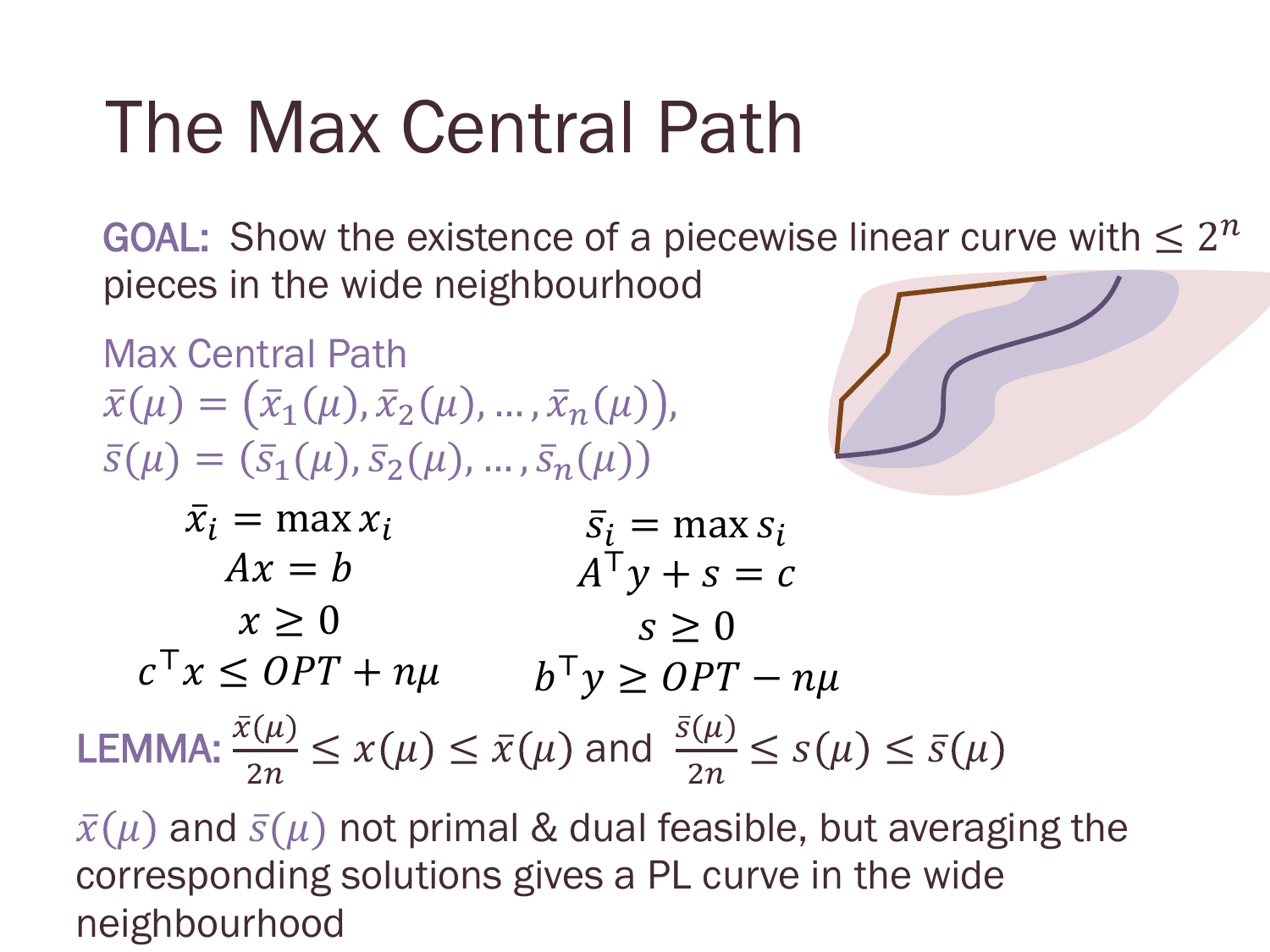# The Max Central Path

**GOAL:** Show the existence of a piecewise linear curve with $\leq 2^n$ pieces in the wide neighbourhood

Max Central Path

$\bar{x}(\mu) = (\bar{x}_1(\mu), \bar{x}_2(\mu), \ldots, \bar{x}_n(\mu))$,

$\bar{s}(\mu) = (\bar{s}_1(\mu), \bar{s}_2(\mu), \ldots, \bar{s}_n(\mu))$

$$
\begin{aligned}
\bar{x}_i &= \max x_i \\
Ax &= b \\
x &\geq 0 \\
c^\top x &\leq OPT + n\mu
\end{aligned}
\qquad\qquad
\begin{aligned}
\bar{s}_i &= \max s_i \\
A^\top y + s &= c \\
s &\geq 0 \\
b^\top y &\geq OPT - n\mu
\end{aligned}
$$

**LEMMA:** $\frac{\bar{x}(\mu)}{2n} \leq x(\mu) \leq \bar{x}(\mu)$ and $\frac{\bar{s}(\mu)}{2n} \leq s(\mu) \leq \bar{s}(\mu)$

$\bar{x}(\mu)$ and $\bar{s}(\mu)$ not primal & dual feasible, but averaging the corresponding solutions gives a PL curve in the wide neighbourhood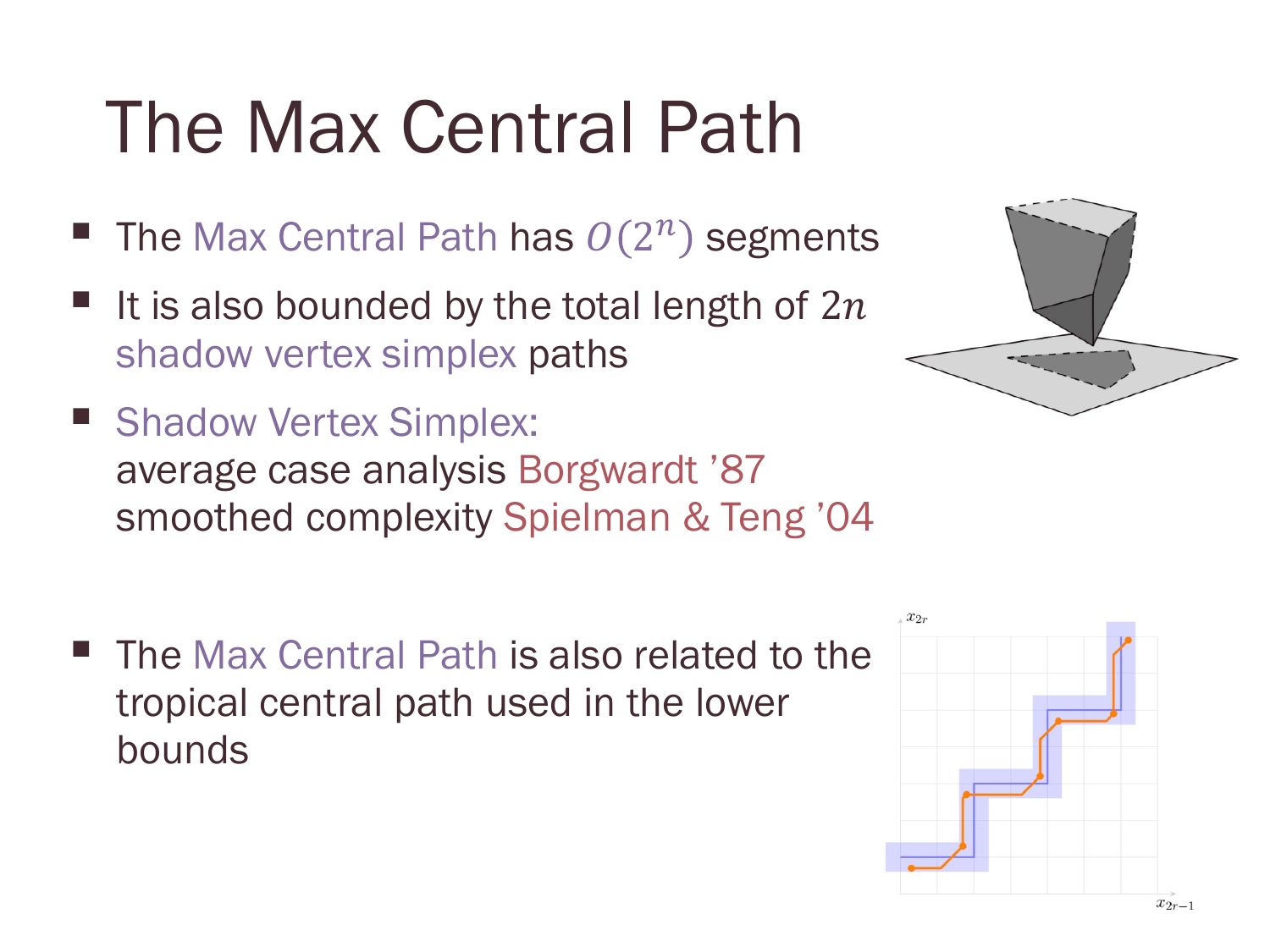# The Max Central Path

- The Max Central Path has $O(2^n)$ segments
- It is also bounded by the total length of $2n$ shadow vertex simplex paths
- Shadow Vertex Simplex:
  average case analysis Borgwardt '87
  smoothed complexity Spielman & Teng '04

- The Max Central Path is also related to the tropical central path used in the lower bounds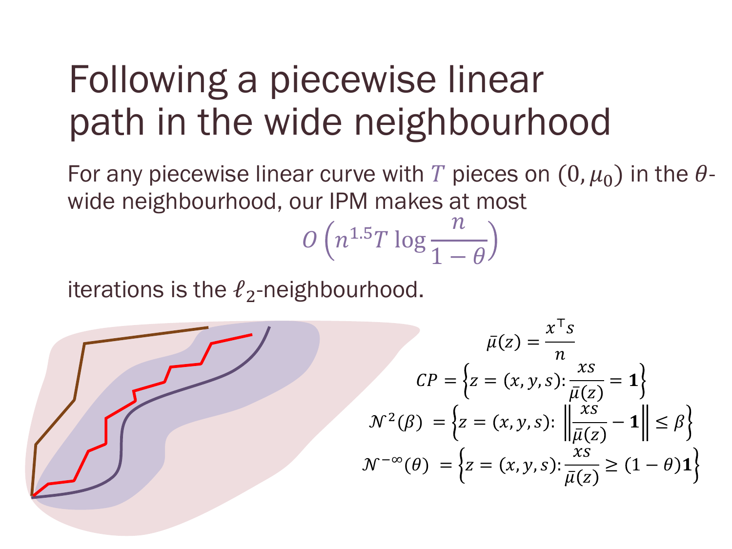# Following a piecewise linear path in the wide neighbourhood

For any piecewise linear curve with $T$ pieces on $(0, \mu_0)$ in the $\theta$-wide neighbourhood, our IPM makes at most

$$O\left(n^{1.5} T \log \frac{n}{1-\theta}\right)$$

iterations is the $\ell_2$-neighbourhood.

$$\bar{\mu}(z) = \frac{x^\top s}{n}$$

$$CP = \left\{ z = (x, y, s) \colon \frac{xs}{\bar{\mu}(z)} = \mathbf{1} \right\}$$

$$\mathcal{N}^2(\beta) = \left\{ z = (x, y, s) \colon \left\| \frac{xs}{\bar{\mu}(z)} - \mathbf{1} \right\| \leq \beta \right\}$$

$$\mathcal{N}^{-\infty}(\theta) = \left\{ z = (x, y, s) \colon \frac{xs}{\bar{\mu}(z)} \geq (1-\theta)\mathbf{1} \right\}$$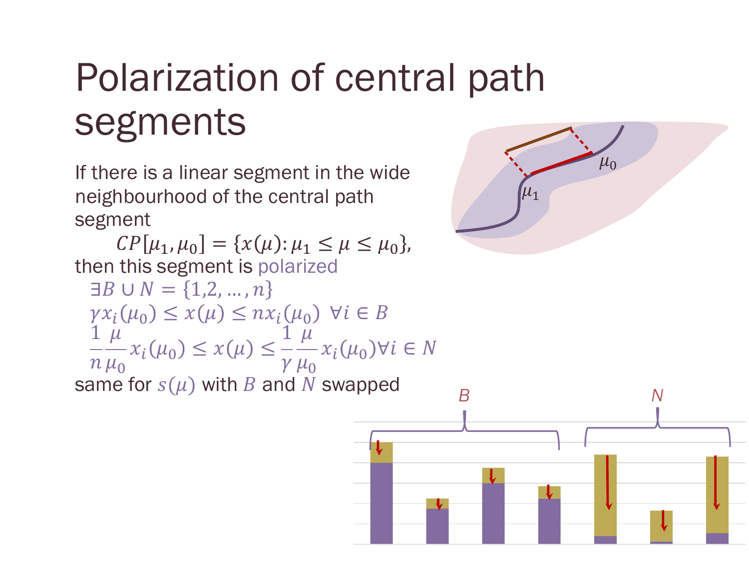# Polarization of central path segments

If there is a linear segment in the wide neighbourhood of the central path segment

$$CP[\mu_1, \mu_0] = \{x(\mu) : \mu_1 \le \mu \le \mu_0\},$$

then this segment is polarized

$$\exists B \cup N = \{1,2,\dots,n\}$$

$$\gamma x_i(\mu_0) \le x(\mu) \le n x_i(\mu_0) \;\; \forall i \in B$$

$$\frac{1}{n}\frac{\mu}{\mu_0} x_i(\mu_0) \le x(\mu) \le \frac{1}{\gamma}\frac{\mu}{\mu_0} x_i(\mu_0) \forall i \in N$$

same for $s(\mu)$ with $B$ and $N$ swapped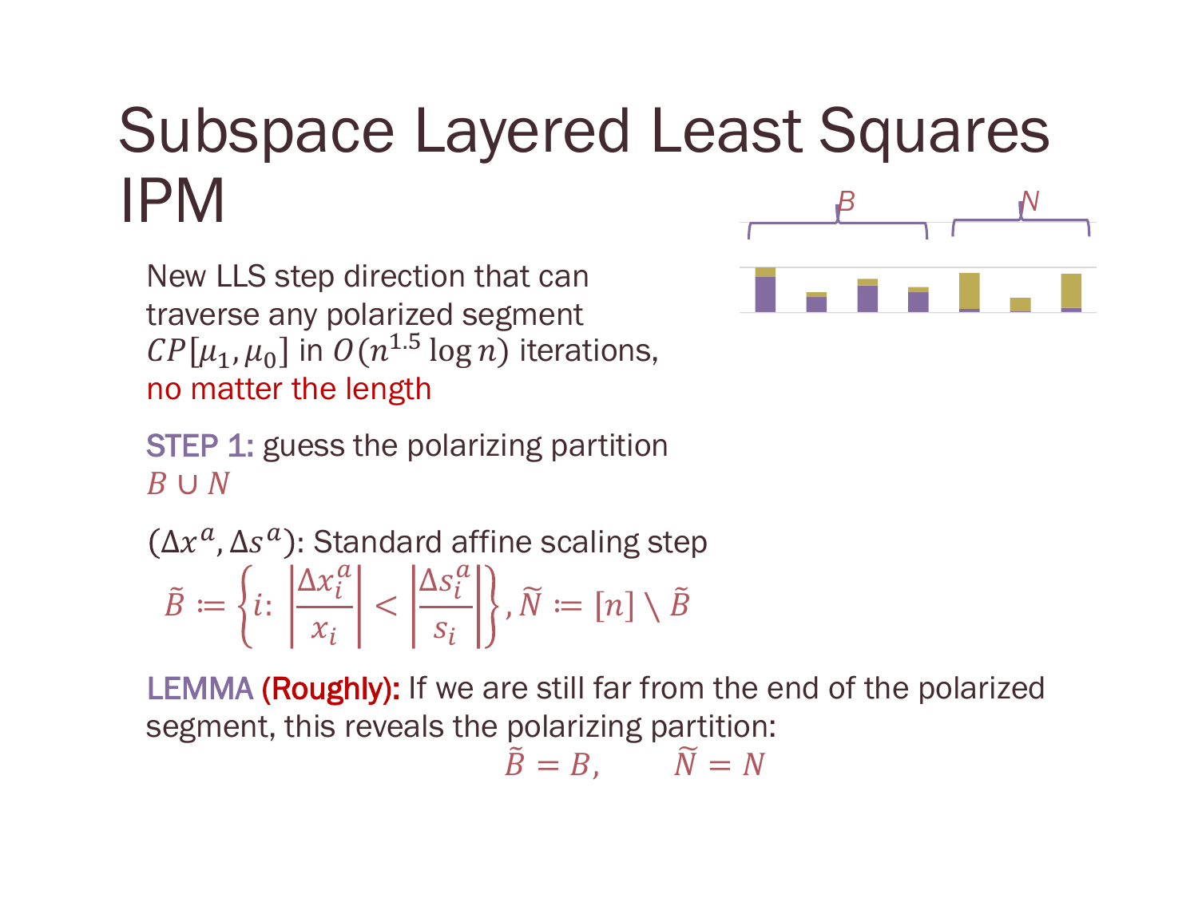# Subspace Layered Least Squares IPM

New LLS step direction that can traverse any polarized segment $CP[\mu_1, \mu_0]$ in $O(n^{1.5} \log n)$ iterations, no matter the length

**STEP 1:** guess the polarizing partition $B \cup N$

$(\Delta x^a, \Delta s^a)$: Standard affine scaling step

$$\tilde{B} := \left\{ i : \left| \frac{\Delta x_i^a}{x_i} \right| < \left| \frac{\Delta s_i^a}{s_i} \right| \right\}, \tilde{N} := [n] \setminus \tilde{B}$$

**LEMMA (Roughly):** If we are still far from the end of the polarized segment, this reveals the polarizing partition:

$$\tilde{B} = B, \qquad \tilde{N} = N$$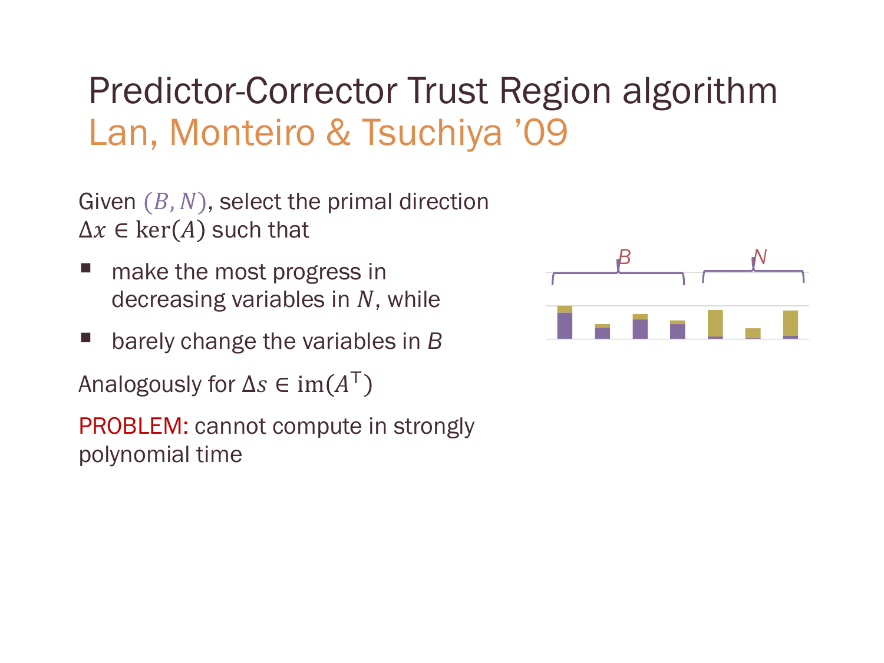# Predictor-Corrector Trust Region algorithm

## Lan, Monteiro & Tsuchiya '09

Given $(B, N)$, select the primal direction $\Delta x \in \ker(A)$ such that

- make the most progress in decreasing variables in $N$, while
- barely change the variables in $B$

Analogously for $\Delta s \in \mathrm{im}(A^\top)$

PROBLEM: cannot compute in strongly polynomial time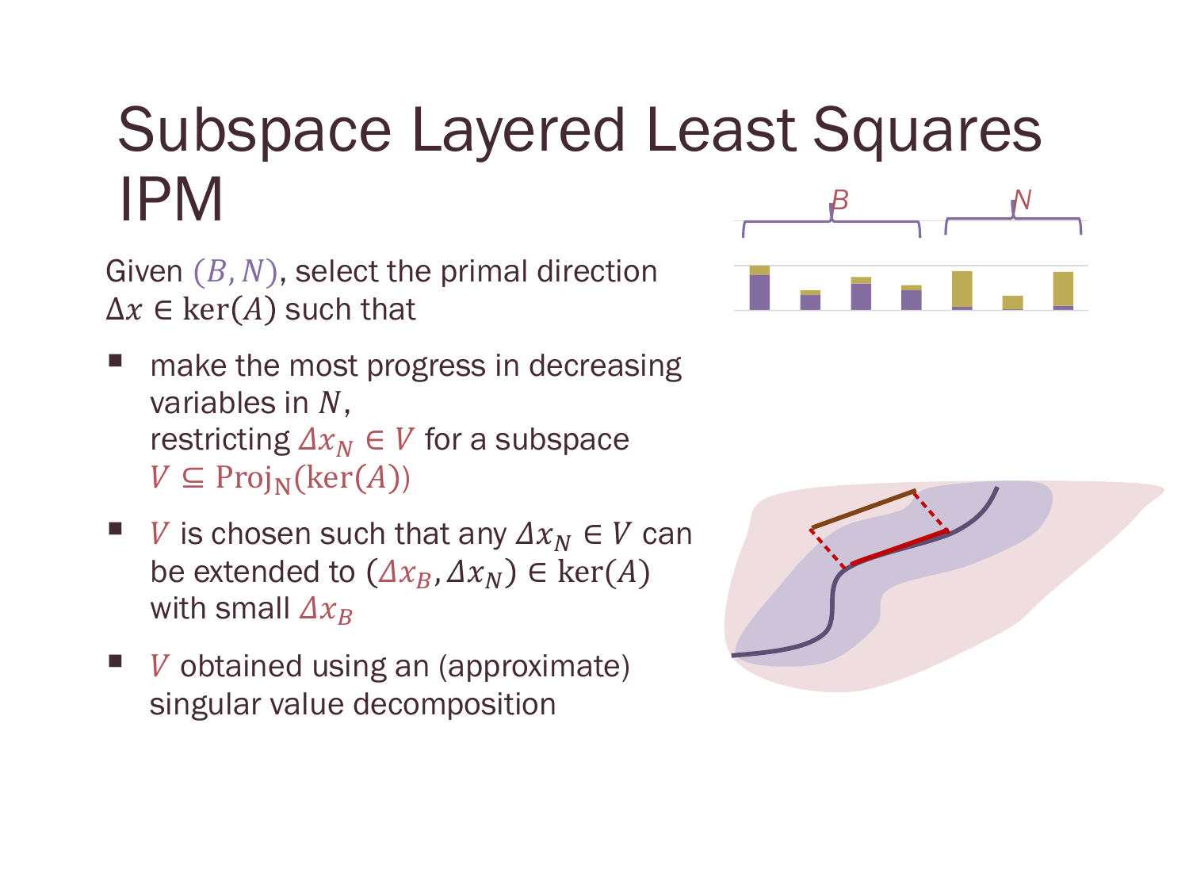# Subspace Layered Least Squares IPM

Given $(B, N)$, select the primal direction $\Delta x \in \ker(A)$ such that

- make the most progress in decreasing variables in $N$, restricting $\Delta x_N \in V$ for a subspace $V \subseteq \mathrm{Proj}_N(\ker(A))$
- $V$ is chosen such that any $\Delta x_N \in V$ can be extended to $(\Delta x_B, \Delta x_N) \in \ker(A)$ with small $\Delta x_B$
- $V$ obtained using an (approximate) singular value decomposition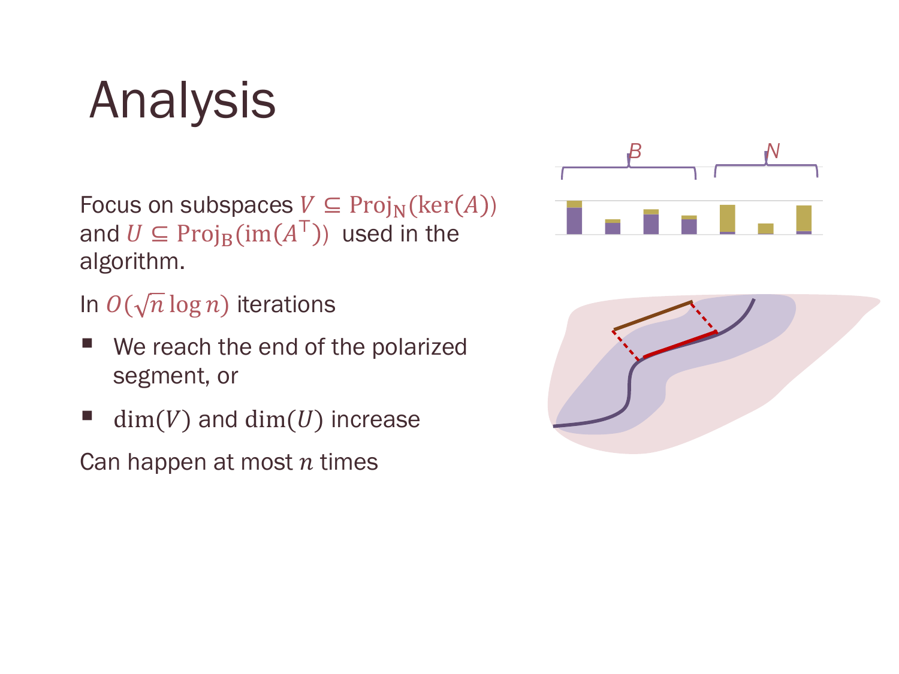# Analysis

Focus on subspaces $V \subseteq \mathrm{Proj}_{\mathrm{N}}(\ker(A))$ and $U \subseteq \mathrm{Proj}_{\mathrm{B}}(\mathrm{im}(A^\top))$ used in the algorithm.

In $O(\sqrt{n} \log n)$ iterations

- We reach the end of the polarized segment, or
- $\dim(V)$ and $\dim(U)$ increase

Can happen at most $n$ times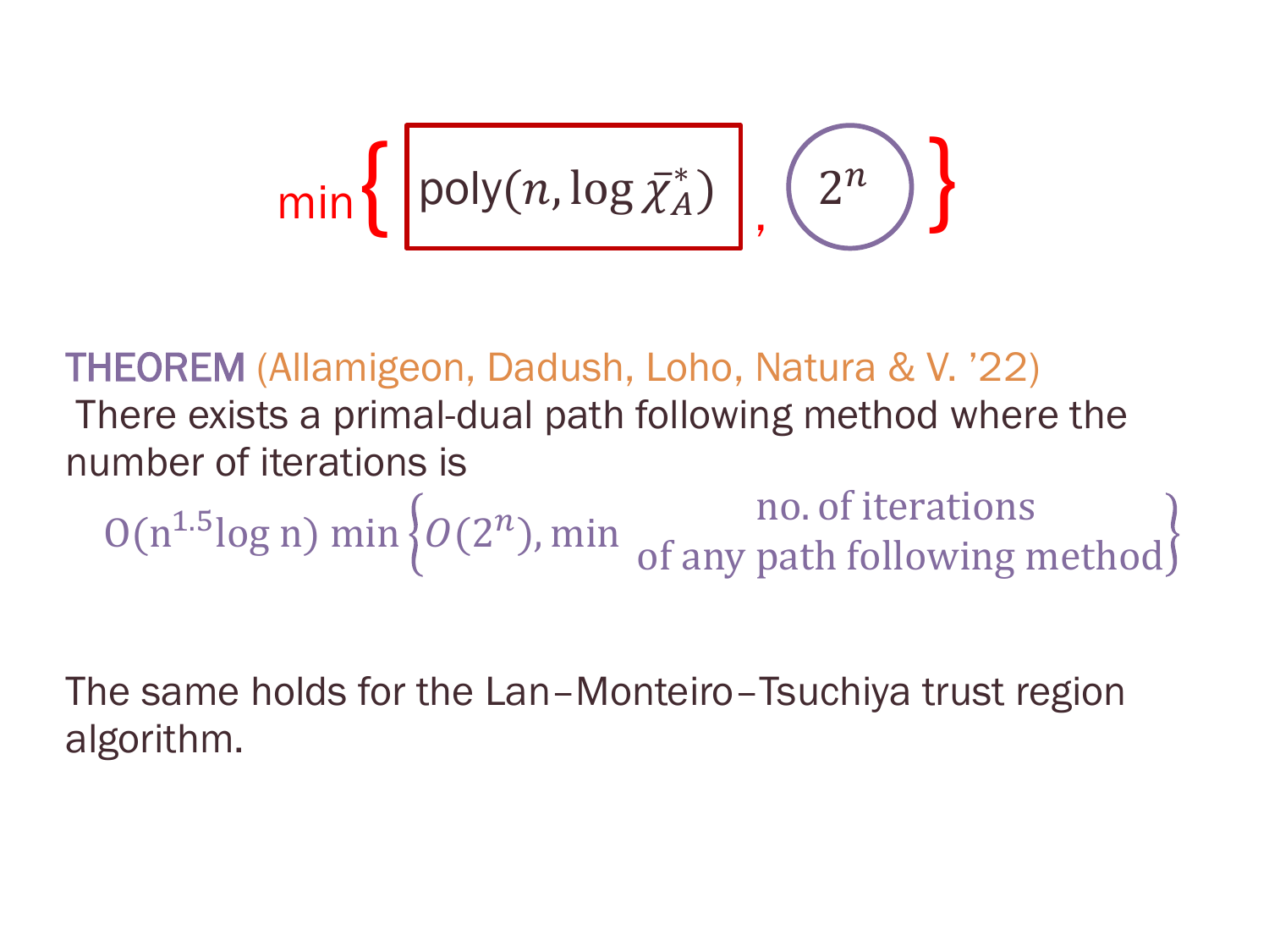$$\min\left\{ \boxed{\mathrm{poly}(n, \log \bar{\chi}^*_A)} , \; 2^n \right\}$$

**THEOREM** (Allamigeon, Dadush, Loho, Natura & V. '22)
There exists a primal-dual path following method where the number of iterations is

$$O(n^{1.5} \log n) \min\left\{ O(2^n), \min \underset{\text{of any path following method}}{\text{no. of iterations}} \right\}$$

The same holds for the Lan–Monteiro–Tsuchiya trust region algorithm.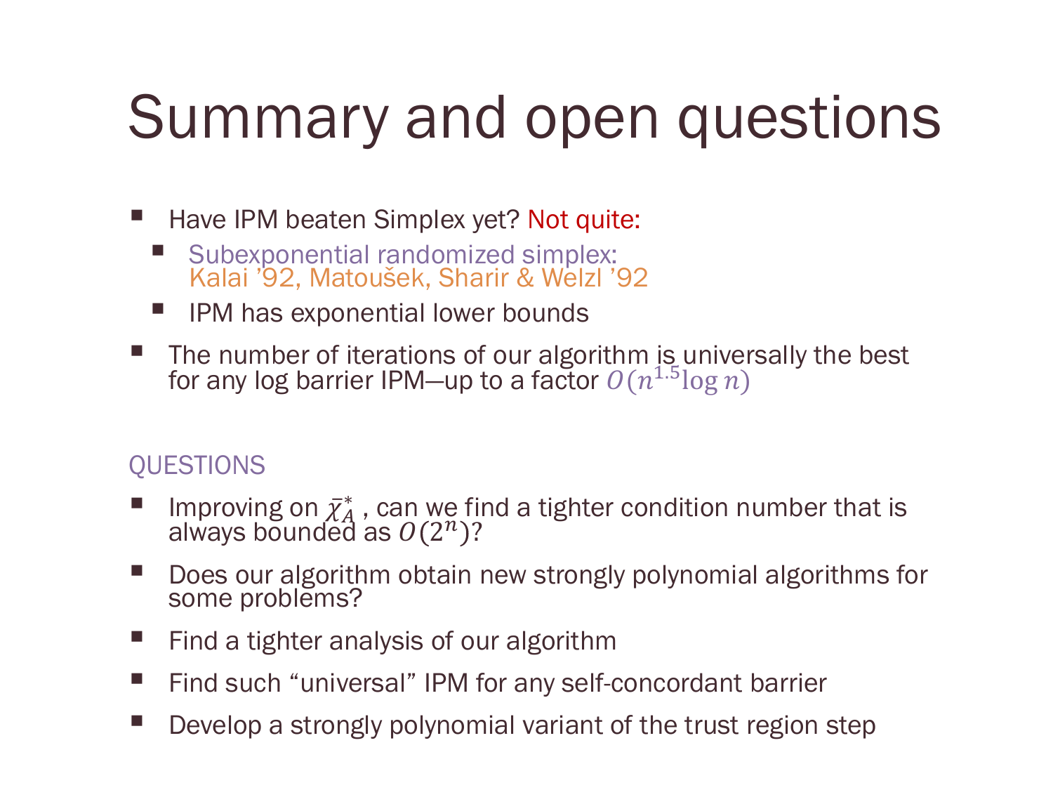# Summary and open questions

- Have IPM beaten Simplex yet? Not quite:
  - Subexponential randomized simplex: Kalai '92, Matoušek, Sharir & Welzl '92
  - IPM has exponential lower bounds
- The number of iterations of our algorithm is universally the best for any log barrier IPM—up to a factor $O(n^{1.5}\log n)$

QUESTIONS

- Improving on $\bar{\chi}_A^*$ , can we find a tighter condition number that is always bounded as $O(2^n)$?
- Does our algorithm obtain new strongly polynomial algorithms for some problems?
- Find a tighter analysis of our algorithm
- Find such "universal" IPM for any self-concordant barrier
- Develop a strongly polynomial variant of the trust region step